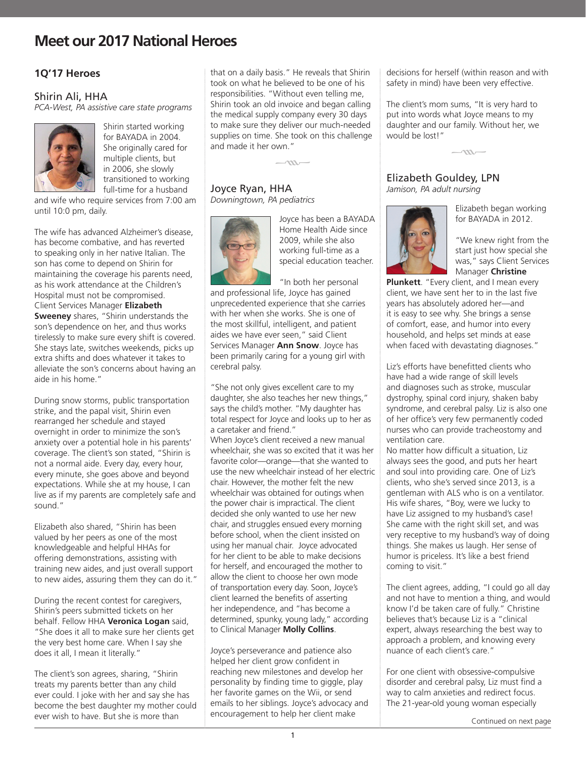# Meet our 2017 National Heroes

## 1Q'17 Heroes

### Shirin Ali, HHA

*PCA-West, PA assistive care state programs*

Shirin started working for BAYADA in 2004. She originally cared for multiple clients, but in 2006, she slowly transitioned to working full-time for a husband and wife who require services from 7:00 am until 10:0 pm, daily.

The wife has advanced Alzheimer's disease, has become combative, and has reverted to speaking only in her native Italian. The son has come to depend on Shirin for maintaining the coverage his parents need, as his work attendance at the Children's Hospital must not be compromised. Client Services Manager **Elizabeth Sweeney** shares, "Shirin understands the son's dependence on her, and thus works tirelessly to make sure every shift is covered. She stays late, switches weekends, picks up extra shifts and does whatever it takes to alleviate the son's concerns about having an aide in his home."

During snow storms, public transportation strike, and the papal visit, Shirin even rearranged her schedule and stayed overnight in order to minimize the son's anxiety over a potential hole in his parents' coverage. The client's son stated, "Shirin is not a normal aide. Every day, every hour, every minute, she goes above and beyond expectations. While she at my house, I can live as if my parents are completely safe and sound."

Elizabeth also shared, "Shirin has been valued by her peers as one of the most knowledgeable and helpful HHAs for offering demonstrations, assisting with training new aides, and just overall support to new aides, assuring them they can do it."

During the recent contest for caregivers, Shirin's peers submitted tickets on her behalf. Fellow HHA **Veronica Logan** said, "She does it all to make sure her clients get the very best home care. When I say she does it all, I mean it literally."

The client's son agrees, sharing, "Shirin treats my parents better than any child ever could. I joke with her and say she has become the best daughter my mother could ever wish to have. But she is more than that on a daily basis." He reveals that Shirin took on what he believed to be one of his responsibilities. "Without even telling me, Shirin took an old invoice and began calling the medical supply company every 30 days to make sure they deliver our much-needed supplies on time. She took on this challenge and made it her own."

### Joyce Ryan, HHA

*Downingtown, PA pediatrics*

Joyce has been a BAYADA Home Health Aide since 2009, while she also working full-time as a special education teacher.

"In both her personal and professional life, Joyce has gained unprecedented experience that she carries with her when she works. She is one of the most skillful, intelligent, and patient aides we have ever seen," said Client Services Manager **Ann Snow**. Joyce has been primarily caring for a young girl with cerebral palsy.

"She not only gives excellent care to my daughter, she also teaches her new things," says the child's mother. "My daughter has total respect for Joyce and looks up to her as a caretaker and friend."

When Joyce's client received a new manual wheelchair, she was so excited that it was her favorite color—orange—that she wanted to use the new wheelchair instead of her electric chair. However, the mother felt the new wheelchair was obtained for outings when the power chair is impractical. The client decided she only wanted to use her new chair, and struggles ensued every morning before school, when the client insisted on using her manual chair. Joyce advocated for her client to be able to make decisions for herself, and encouraged the mother to allow the client to choose her own mode of transportation every day. Soon, Joyce's client learned the benefits of asserting her independence, and "has become a determined, spunky, young lady," according to Clinical Manager **Molly Collins**.

Joyce's perseverance and patience also helped her client grow confident in reaching new milestones and develop her personality by finding time to giggle, play her favorite games on the Wii, or send emails to her siblings. Joyce's advocacy and encouragement to help her client make decisions for herself (within reason and with safety in mind) have been very effective.

The client's mom sums, "It is very hard to put into words what Joyce means to my daughter and our family. Without her, we would be lost!"

### Elizabeth Gouldey, LPN

*Jamison, PA adult nursing*

Elizabeth began working for BAYADA in 2012.

"We knew right from the start just how special she was," says Client Services Manager **Christine Plunkett**. "Every client, and I mean every client, we have sent her to in the last five years has absolutely adored her—and it is easy to see why. She brings a sense of comfort, ease, and humor into every household, and helps set minds at ease when faced with devastating diagnoses."

Liz's efforts have benefitted clients who have had a wide range of skill levels and diagnoses such as stroke, muscular dystrophy, spinal cord injury, shaken baby syndrome, and cerebral palsy. Liz is also one of her office's very few permanently coded nurses who can provide tracheostomy and ventilation care.

No matter how difficult a situation, Liz always sees the good, and puts her heart and soul into providing care. One of Liz's clients, who she's served since 2013, is a gentleman with ALS who is on a ventilator. His wife shares, "Boy, were we lucky to have Liz assigned to my husband's case! She came with the right skill set, and was very receptive to my husband's way of doing things. She makes us laugh. Her sense of humor is priceless. It's like a best friend coming to visit."

The client agrees, adding, "I could go all day and not have to mention a thing, and would know I'd be taken care of fully." Christine believes that's because Liz is a "clinical expert, always researching the best way to approach a problem, and knowing every nuance of each client's care."

For one client with obsessive-compulsive disorder and cerebral palsy, Liz must find a way to calm anxieties and redirect focus. The 21-year-old young woman especially

Continued on next page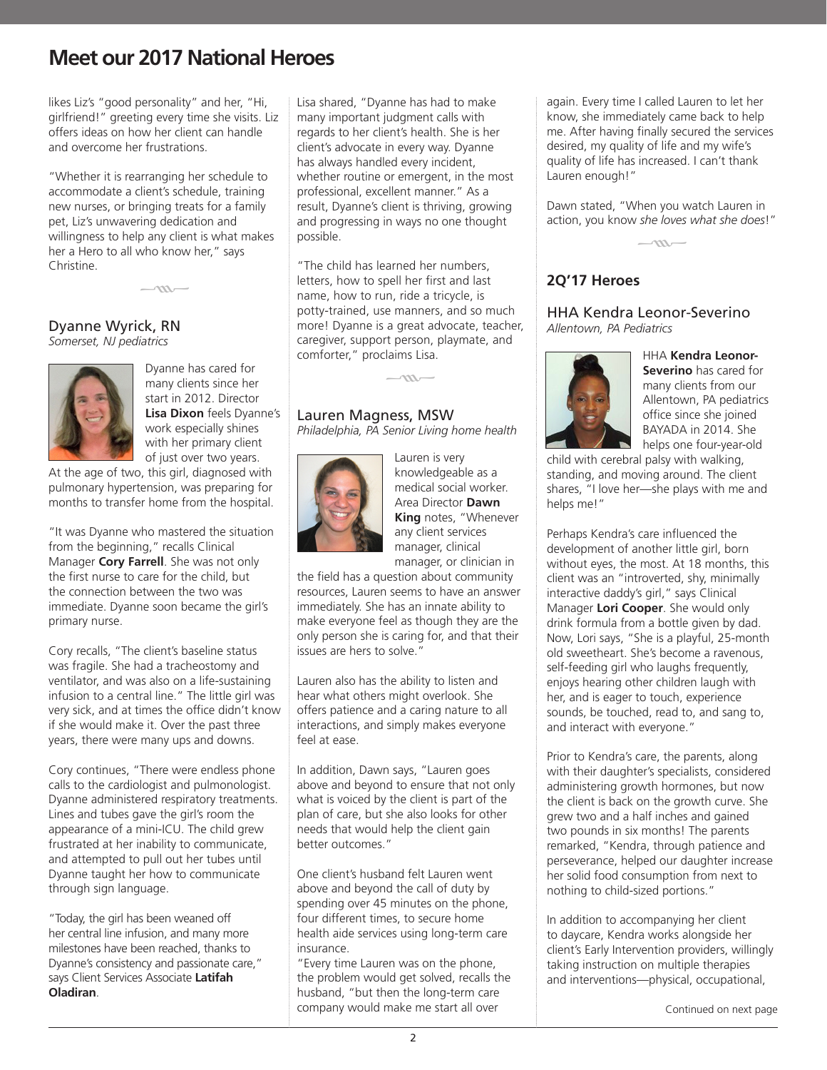# Meet our 2017 National Heroes

likes Liz's "good personality" and her, "Hi, girlfriend!" greeting every time she visits. Liz offers ideas on how her client can handle and overcome her frustrations.

"Whether it is rearranging her schedule to accommodate a client's schedule, training new nurses, or bringing treats for a family pet, Liz's unwavering dedication and willingness to help any client is what makes her a Hero to all who know her," says Christine.

## Dyanne Wyrick, RN

*Somerset, NJ pediatrics*

Dyanne has cared for many clients since her start in 2012. Director **Lisa Dixon** feels Dyanne's work especially shines with her primary client of just over two years. At the age of two, this girl, diagnosed with pulmonary hypertension, was preparing for months to transfer home from the hospital.

"It was Dyanne who mastered the situation from the beginning," recalls Clinical Manager **Cory Farrell**. She was not only the first nurse to care for the child, but the connection between the two was immediate. Dyanne soon became the girl's primary nurse.

Cory recalls, "The client's baseline status was fragile. She had a tracheostomy and ventilator, and was also on a life-sustaining infusion to a central line." The little girl was very sick, and at times the office didn't know if she would make it. Over the past three years, there were many ups and downs.

Cory continues, "There were endless phone calls to the cardiologist and pulmonologist. Dyanne administered respiratory treatments. Lines and tubes gave the girl's room the appearance of a mini-ICU. The child grew frustrated at her inability to communicate, and attempted to pull out her tubes until Dyanne taught her how to communicate through sign language.

"Today, the girl has been weaned off her central line infusion, and many more milestones have been reached, thanks to Dyanne's consistency and passionate care," says Client Services Associate **Latifah Oladiran**.

Lisa shared, "Dyanne has had to make many important judgment calls with regards to her client's health. She is her client's advocate in every way. Dyanne has always handled every incident, whether routine or emergent, in the most professional, excellent manner." As a result, Dyanne's client is thriving, growing and progressing in ways no one thought possible.

"The child has learned her numbers, letters, how to spell her first and last name, how to run, ride a tricycle, is potty-trained, use manners, and so much more! Dyanne is a great advocate, teacher, caregiver, support person, playmate, and comforter," proclaims Lisa.

## Lauren Magness, MSW

*Philadelphia, PA Senior Living home health*

Lauren is very knowledgeable as a medical social worker. Area Director **Dawn King** notes, "Whenever any client services manager, clinical manager, or clinician in the field has a question about community resources, Lauren seems to have an answer immediately. She has an innate ability to make everyone feel as though they are the only person she is caring for, and that their issues are hers to solve."

Lauren also has the ability to listen and hear what others might overlook. She offers patience and a caring nature to all interactions, and simply makes everyone feel at ease.

In addition, Dawn says, "Lauren goes above and beyond to ensure that not only what is voiced by the client is part of the plan of care, but she also looks for other needs that would help the client gain better outcomes."

One client's husband felt Lauren went above and beyond the call of duty by spending over 45 minutes on the phone, four different times, to secure home health aide services using long-term care insurance.

"Every time Lauren was on the phone, the problem would get solved, recalls the husband, "but then the long-term care company would make me start all over again. Every time I called Lauren to let her know, she immediately came back to help me. After having finally secured the services desired, my quality of life and my wife's quality of life has increased. I can't thank Lauren enough!"

Dawn stated, "When you watch Lauren in action, you know *she loves what she does*!"

## 2Q'17 Heroes

### HHA Kendra Leonor-Severino

*Allentown, PA Pediatrics*

HHA **Kendra Leonor-Severino** has cared for many clients from our Allentown, PA pediatrics office since she joined BAYADA in 2014. She helps one four-year-old child with cerebral palsy with walking, standing, and moving around. The client shares, "I love her—she plays with me and helps me!"

Perhaps Kendra's care influenced the development of another little girl, born without eyes, the most. At 18 months, this client was an "introverted, shy, minimally interactive daddy's girl," says Clinical Manager **Lori Cooper**. She would only drink formula from a bottle given by dad. Now, Lori says, "She is a playful, 25-month old sweetheart. She's become a ravenous, self-feeding girl who laughs frequently, enjoys hearing other children laugh with her, and is eager to touch, experience sounds, be touched, read to, and sang to, and interact with everyone."

Prior to Kendra's care, the parents, along with their daughter's specialists, considered administering growth hormones, but now the client is back on the growth curve. She grew two and a half inches and gained two pounds in six months! The parents remarked, "Kendra, through patience and perseverance, helped our daughter increase her solid food consumption from next to nothing to child-sized portions."

In addition to accompanying her client to daycare, Kendra works alongside her client's Early Intervention providers, willingly taking instruction on multiple therapies and interventions—physical, occupational,

Continued on next page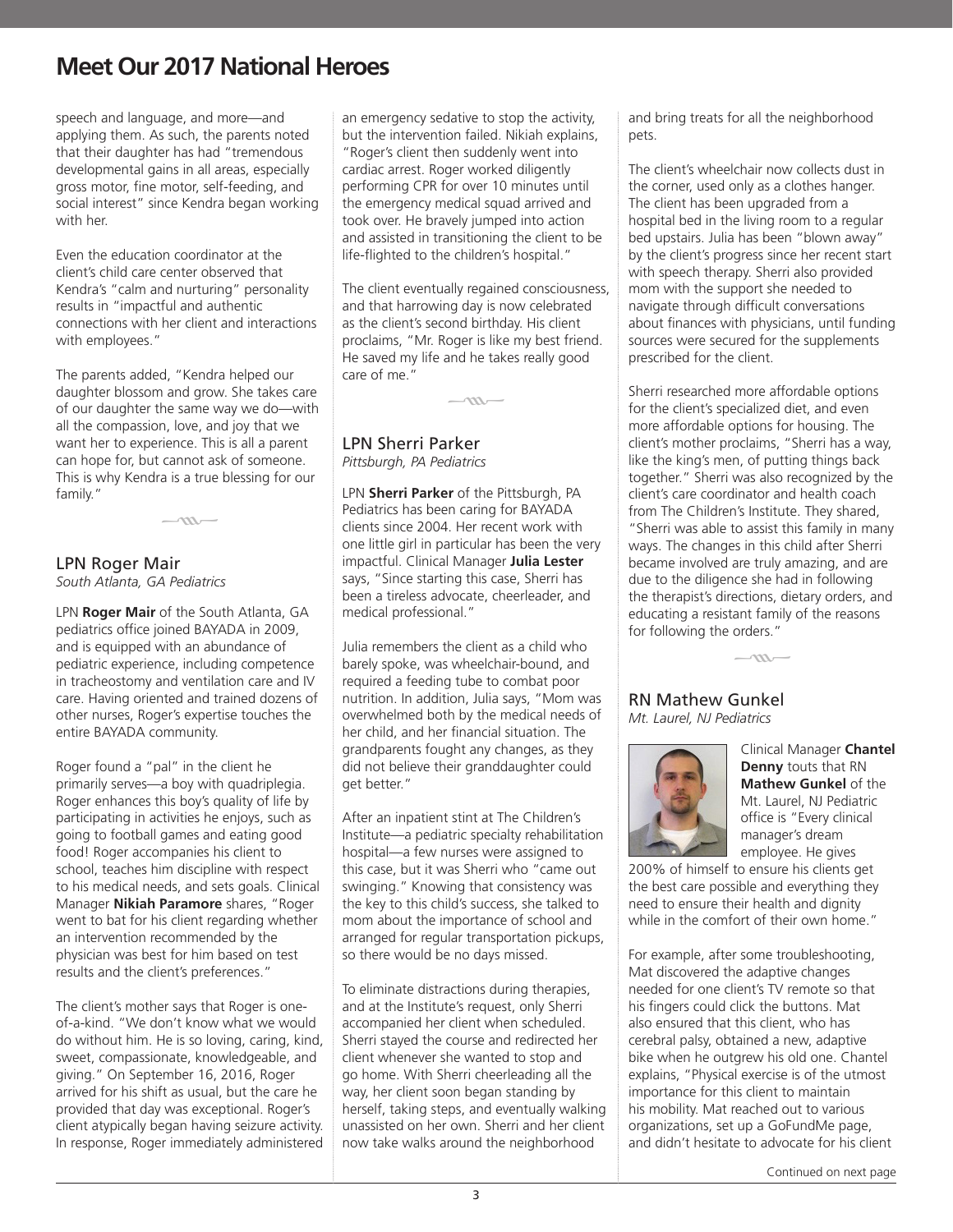# Meet Our 2017 National Heroes

speech and language, and more—and applying them. As such, the parents noted that their daughter has had "tremendous developmental gains in all areas, especially gross motor, fine motor, self-feeding, and social interest" since Kendra began working with her.

Even the education coordinator at the client's child care center observed that Kendra's "calm and nurturing" personality results in "impactful and authentic connections with her client and interactions with employees."

The parents added, "Kendra helped our daughter blossom and grow. She takes care of our daughter the same way we do—with all the compassion, love, and joy that we want her to experience. This is all a parent can hope for, but cannot ask of someone. This is why Kendra is a true blessing for our family."

## LPN Roger Mair

*South Atlanta, GA Pediatrics*

LPN **Roger Mair** of the South Atlanta, GA pediatrics office joined BAYADA in 2009, and is equipped with an abundance of pediatric experience, including competence in tracheostomy and ventilation care and IV care. Having oriented and trained dozens of other nurses, Roger's expertise touches the entire BAYADA community.

Roger found a "pal" in the client he primarily serves—a boy with quadriplegia. Roger enhances this boy's quality of life by participating in activities he enjoys, such as going to football games and eating good food! Roger accompanies his client to school, teaches him discipline with respect to his medical needs, and sets goals. Clinical Manager **Nikiah Paramore** shares, "Roger went to bat for his client regarding whether an intervention recommended by the physician was best for him based on test results and the client's preferences."

The client's mother says that Roger is one-of-a-kind. "We don't know what we would do without him. He is so loving, caring, kind, sweet, compassionate, knowledgeable, and giving." On September 16, 2016, Roger arrived for his shift as usual, but the care he provided that day was exceptional. Roger's client atypically began having seizure activity. In response, Roger immediately administered an emergency sedative to stop the activity, but the intervention failed. Nikiah explains, "Roger's client then suddenly went into cardiac arrest. Roger worked diligently performing CPR for over 10 minutes until the emergency medical squad arrived and took over. He bravely jumped into action and assisted in transitioning the client to be life-flighted to the children's hospital."

The client eventually regained consciousness, and that harrowing day is now celebrated as the client's second birthday. His client proclaims, "Mr. Roger is like my best friend. He saved my life and he takes really good care of me."

## LPN Sherri Parker

*Pittsburgh, PA Pediatrics*

LPN **Sherri Parker** of the Pittsburgh, PA Pediatrics has been caring for BAYADA clients since 2004. Her recent work with one little girl in particular has been the very impactful. Clinical Manager **Julia Lester** says, "Since starting this case, Sherri has been a tireless advocate, cheerleader, and medical professional."

Julia remembers the client as a child who barely spoke, was wheelchair-bound, and required a feeding tube to combat poor nutrition. In addition, Julia says, "Mom was overwhelmed both by the medical needs of her child, and her financial situation. The grandparents fought any changes, as they did not believe their granddaughter could get better."

After an inpatient stint at The Children's Institute—a pediatric specialty rehabilitation hospital—a few nurses were assigned to this case, but it was Sherri who "came out swinging." Knowing that consistency was the key to this child's success, she talked to mom about the importance of school and arranged for regular transportation pickups, so there would be no days missed.

To eliminate distractions during therapies, and at the Institute's request, only Sherri accompanied her client when scheduled. Sherri stayed the course and redirected her client whenever she wanted to stop and go home. With Sherri cheerleading all the way, her client soon began standing by herself, taking steps, and eventually walking unassisted on her own. Sherri and her client now take walks around the neighborhood and bring treats for all the neighborhood pets.

The client's wheelchair now collects dust in the corner, used only as a clothes hanger. The client has been upgraded from a hospital bed in the living room to a regular bed upstairs. Julia has been "blown away" by the client's progress since her recent start with speech therapy. Sherri also provided mom with the support she needed to navigate through difficult conversations about finances with physicians, until funding sources were secured for the supplements prescribed for the client.

Sherri researched more affordable options for the client's specialized diet, and even more affordable options for housing. The client's mother proclaims, "Sherri has a way, like the king's men, of putting things back together." Sherri was also recognized by the client's care coordinator and health coach from The Children's Institute. They shared, "Sherri was able to assist this family in many ways. The changes in this child after Sherri became involved are truly amazing, and are due to the diligence she had in following the therapist's directions, dietary orders, and educating a resistant family of the reasons for following the orders."

## RN Mathew Gunkel

*Mt. Laurel, NJ Pediatrics*

Clinical Manager **Chantel Denny** touts that RN **Mathew Gunkel** of the Mt. Laurel, NJ Pediatric office is "Every clinical manager's dream employee. He gives 200% of himself to ensure his clients get the best care possible and everything they need to ensure their health and dignity while in the comfort of their own home."

For example, after some troubleshooting, Mat discovered the adaptive changes needed for one client's TV remote so that his fingers could click the buttons. Mat also ensured that this client, who has cerebral palsy, obtained a new, adaptive bike when he outgrew his old one. Chantel explains, "Physical exercise is of the utmost importance for this client to maintain his mobility. Mat reached out to various organizations, set up a GoFundMe page, and didn't hesitate to advocate for his client

Continued on next page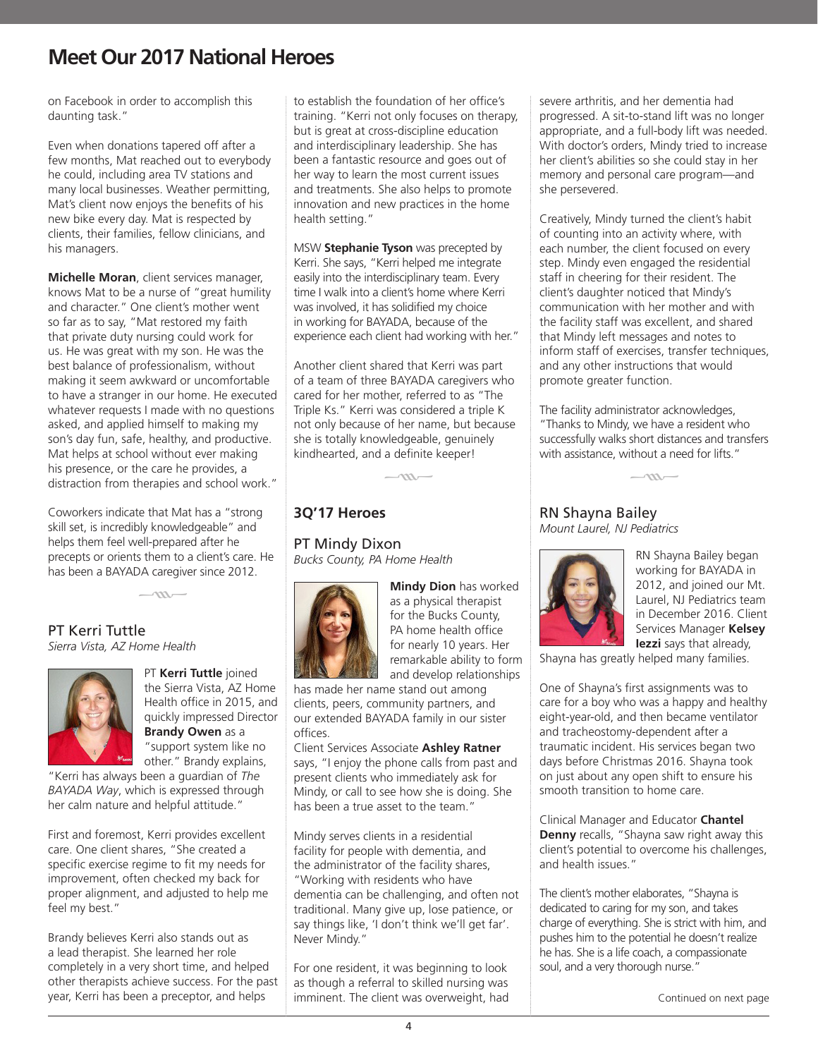# Meet Our 2017 National Heroes

on Facebook in order to accomplish this daunting task."

Even when donations tapered off after a few months, Mat reached out to everybody he could, including area TV stations and many local businesses. Weather permitting, Mat's client now enjoys the benefits of his new bike every day. Mat is respected by clients, their families, fellow clinicians, and his managers.

**Michelle Moran**, client services manager, knows Mat to be a nurse of "great humility and character." One client's mother went so far as to say, "Mat restored my faith that private duty nursing could work for us. He was great with my son. He was the best balance of professionalism, without making it seem awkward or uncomfortable to have a stranger in our home. He executed whatever requests I made with no questions asked, and applied himself to making my son's day fun, safe, healthy, and productive. Mat helps at school without ever making his presence, or the care he provides, a distraction from therapies and school work."

Coworkers indicate that Mat has a "strong skill set, is incredibly knowledgeable" and helps them feel well-prepared after he precepts or orients them to a client's care. He has been a BAYADA caregiver since 2012.

## PT Kerri Tuttle

*Sierra Vista, AZ Home Health*

PT **Kerri Tuttle** joined the Sierra Vista, AZ Home Health office in 2015, and quickly impressed Director **Brandy Owen** as a "support system like no other." Brandy explains, "Kerri has always been a guardian of *The BAYADA Way*, which is expressed through her calm nature and helpful attitude."

First and foremost, Kerri provides excellent care. One client shares, "She created a specific exercise regime to fit my needs for improvement, often checked my back for proper alignment, and adjusted to help me feel my best."

Brandy believes Kerri also stands out as a lead therapist. She learned her role completely in a very short time, and helped other therapists achieve success. For the past year, Kerri has been a preceptor, and helps to establish the foundation of her office's training. "Kerri not only focuses on therapy, but is great at cross-discipline education and interdisciplinary leadership. She has been a fantastic resource and goes out of her way to learn the most current issues and treatments. She also helps to promote innovation and new practices in the home health setting."

MSW **Stephanie Tyson** was precepted by Kerri. She says, "Kerri helped me integrate easily into the interdisciplinary team. Every time I walk into a client's home where Kerri was involved, it has solidified my choice in working for BAYADA, because of the experience each client had working with her."

Another client shared that Kerri was part of a team of three BAYADA caregivers who cared for her mother, referred to as "The Triple Ks." Kerri was considered a triple K not only because of her name, but because she is totally knowledgeable, genuinely kindhearted, and a definite keeper!

## 3Q'17 Heroes

## PT Mindy Dixon

*Bucks County, PA Home Health*

**Mindy Dion** has worked as a physical therapist for the Bucks County, PA home health office for nearly 10 years. Her remarkable ability to form and develop relationships has made her name stand out among clients, peers, community partners, and our extended BAYADA family in our sister offices.

Client Services Associate **Ashley Ratner** says, "I enjoy the phone calls from past and present clients who immediately ask for Mindy, or call to see how she is doing. She has been a true asset to the team."

Mindy serves clients in a residential facility for people with dementia, and the administrator of the facility shares, "Working with residents who have dementia can be challenging, and often not traditional. Many give up, lose patience, or say things like, 'I don't think we'll get far'. Never Mindy."

For one resident, it was beginning to look as though a referral to skilled nursing was imminent. The client was overweight, had severe arthritis, and her dementia had progressed. A sit-to-stand lift was no longer appropriate, and a full-body lift was needed. With doctor's orders, Mindy tried to increase her client's abilities so she could stay in her memory and personal care program—and she persevered.

Creatively, Mindy turned the client's habit of counting into an activity where, with each number, the client focused on every step. Mindy even engaged the residential staff in cheering for their resident. The client's daughter noticed that Mindy's communication with her mother and with the facility staff was excellent, and shared that Mindy left messages and notes to inform staff of exercises, transfer techniques, and any other instructions that would promote greater function.

The facility administrator acknowledges, "Thanks to Mindy, we have a resident who successfully walks short distances and transfers with assistance, without a need for lifts."

## RN Shayna Bailey

*Mount Laurel, NJ Pediatrics*

RN Shayna Bailey began working for BAYADA in 2012, and joined our Mt. Laurel, NJ Pediatrics team in December 2016. Client Services Manager **Kelsey Iezzi** says that already, Shayna has greatly helped many families.

One of Shayna's first assignments was to care for a boy who was a happy and healthy eight-year-old, and then became ventilator and tracheostomy-dependent after a traumatic incident. His services began two days before Christmas 2016. Shayna took on just about any open shift to ensure his smooth transition to home care.

Clinical Manager and Educator **Chantel Denny** recalls, "Shayna saw right away this client's potential to overcome his challenges, and health issues."

The client's mother elaborates, "Shayna is dedicated to caring for my son, and takes charge of everything. She is strict with him, and pushes him to the potential he doesn't realize he has. She is a life coach, a compassionate soul, and a very thorough nurse."

Continued on next page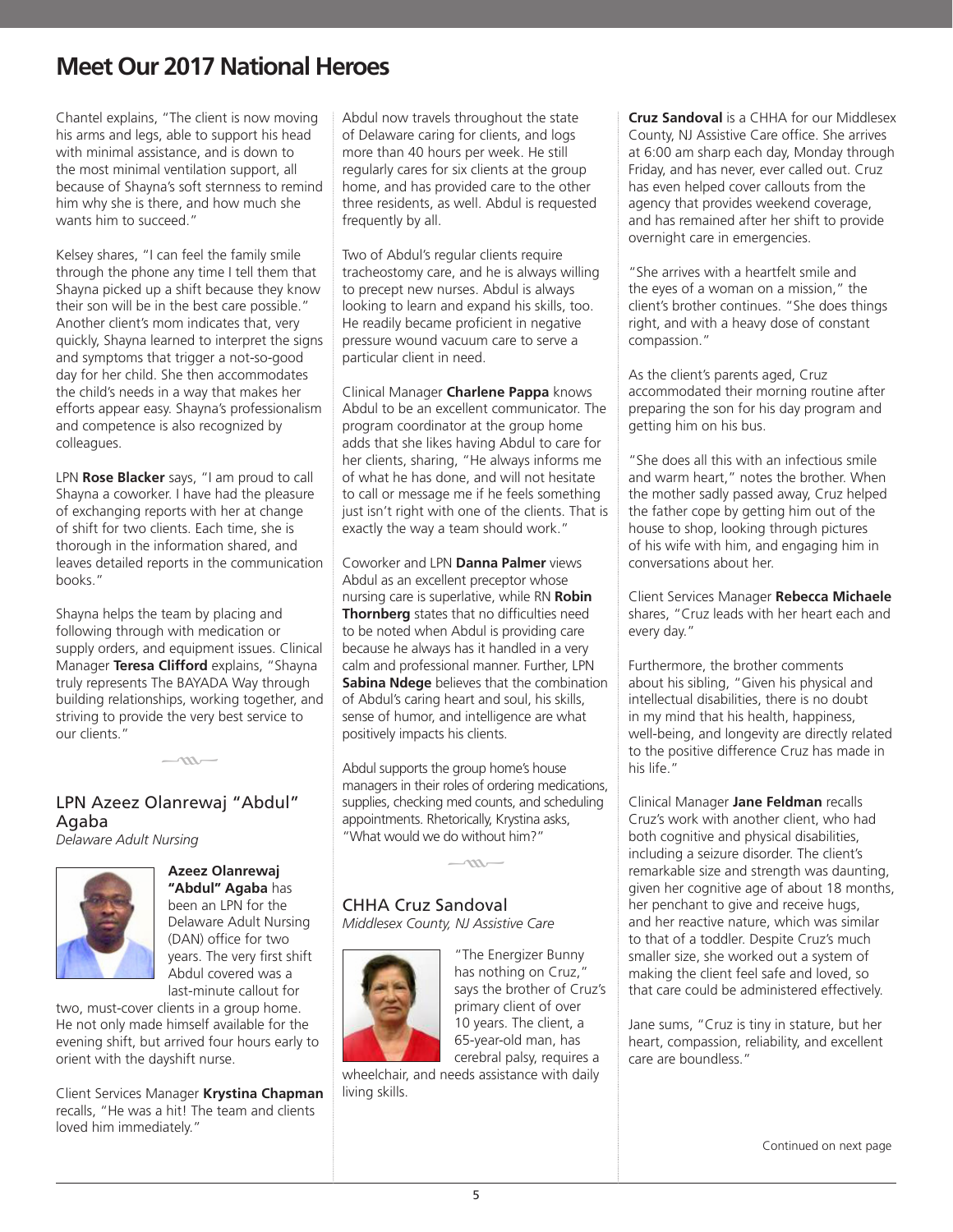# Meet Our 2017 National Heroes

Chantel explains, "The client is now moving his arms and legs, able to support his head with minimal assistance, and is down to the most minimal ventilation support, all because of Shayna's soft sternness to remind him why she is there, and how much she wants him to succeed."

Kelsey shares, "I can feel the family smile through the phone any time I tell them that Shayna picked up a shift because they know their son will be in the best care possible." Another client's mom indicates that, very quickly, Shayna learned to interpret the signs and symptoms that trigger a not-so-good day for her child. She then accommodates the child's needs in a way that makes her efforts appear easy. Shayna's professionalism and competence is also recognized by colleagues.

LPN **Rose Blacker** says, "I am proud to call Shayna a coworker. I have had the pleasure of exchanging reports with her at change of shift for two clients. Each time, she is thorough in the information shared, and leaves detailed reports in the communication books."

Shayna helps the team by placing and following through with medication or supply orders, and equipment issues. Clinical Manager **Teresa Clifford** explains, "Shayna truly represents The BAYADA Way through building relationships, working together, and striving to provide the very best service to our clients."

## LPN Azeez Olanrewaj "Abdul" Agaba

*Delaware Adult Nursing*

**Azeez Olanrewaj "Abdul" Agaba** has been an LPN for the Delaware Adult Nursing (DAN) office for two years. The very first shift Abdul covered was a last-minute callout for two, must-cover clients in a group home. He not only made himself available for the evening shift, but arrived four hours early to orient with the dayshift nurse.

Client Services Manager **Krystina Chapman** recalls, "He was a hit! The team and clients loved him immediately."

Abdul now travels throughout the state of Delaware caring for clients, and logs more than 40 hours per week. He still regularly cares for six clients at the group home, and has provided care to the other three residents, as well. Abdul is requested frequently by all.

Two of Abdul's regular clients require tracheostomy care, and he is always willing to precept new nurses. Abdul is always looking to learn and expand his skills, too. He readily became proficient in negative pressure wound vacuum care to serve a particular client in need.

Clinical Manager **Charlene Pappa** knows Abdul to be an excellent communicator. The program coordinator at the group home adds that she likes having Abdul to care for her clients, sharing, "He always informs me of what he has done, and will not hesitate to call or message me if he feels something just isn't right with one of the clients. That is exactly the way a team should work."

Coworker and LPN **Danna Palmer** views Abdul as an excellent preceptor whose nursing care is superlative, while RN **Robin Thornberg** states that no difficulties need to be noted when Abdul is providing care because he always has it handled in a very calm and professional manner. Further, LPN **Sabina Ndege** believes that the combination of Abdul's caring heart and soul, his skills, sense of humor, and intelligence are what positively impacts his clients.

Abdul supports the group home's house managers in their roles of ordering medications, supplies, checking med counts, and scheduling appointments. Rhetorically, Krystina asks, "What would we do without him?"

## CHHA Cruz Sandoval

*Middlesex County, NJ Assistive Care*

"The Energizer Bunny has nothing on Cruz," says the brother of Cruz's primary client of over 10 years. The client, a 65-year-old man, has cerebral palsy, requires a wheelchair, and needs assistance with daily living skills.

**Cruz Sandoval** is a CHHA for our Middlesex County, NJ Assistive Care office. She arrives at 6:00 am sharp each day, Monday through Friday, and has never, ever called out. Cruz has even helped cover callouts from the agency that provides weekend coverage, and has remained after her shift to provide overnight care in emergencies.

"She arrives with a heartfelt smile and the eyes of a woman on a mission," the client's brother continues. "She does things right, and with a heavy dose of constant compassion."

As the client's parents aged, Cruz accommodated their morning routine after preparing the son for his day program and getting him on his bus.

"She does all this with an infectious smile and warm heart," notes the brother. When the mother sadly passed away, Cruz helped the father cope by getting him out of the house to shop, looking through pictures of his wife with him, and engaging him in conversations about her.

Client Services Manager **Rebecca Michaele** shares, "Cruz leads with her heart each and every day."

Furthermore, the brother comments about his sibling, "Given his physical and intellectual disabilities, there is no doubt in my mind that his health, happiness, well-being, and longevity are directly related to the positive difference Cruz has made in his life."

Clinical Manager **Jane Feldman** recalls Cruz's work with another client, who had both cognitive and physical disabilities, including a seizure disorder. The client's remarkable size and strength was daunting, given her cognitive age of about 18 months, her penchant to give and receive hugs, and her reactive nature, which was similar to that of a toddler. Despite Cruz's much smaller size, she worked out a system of making the client feel safe and loved, so that care could be administered effectively.

Jane sums, "Cruz is tiny in stature, but her heart, compassion, reliability, and excellent care are boundless."

Continued on next page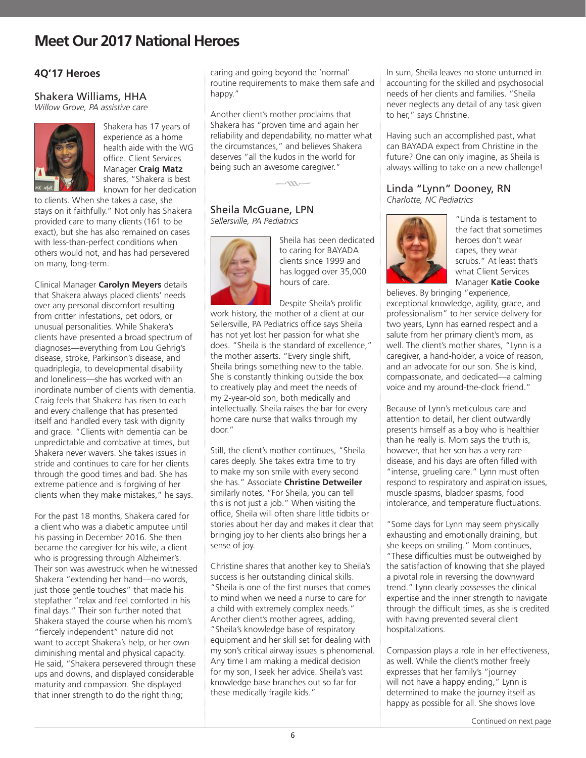# Meet Our 2017 National Heroes

## 4Q'17 Heroes

### Shakera Williams, HHA
*Willow Grove, PA assistive care*

Shakera has 17 years of experience as a home health aide with the WG office. Client Services Manager **Craig Matz** shares, "Shakera is best known for her dedication to clients. When she takes a case, she stays on it faithfully." Not only has Shakera provided care to many clients (161 to be exact), but she has also remained on cases with less-than-perfect conditions when others would not, and has had persevered on many, long-term.

Clinical Manager **Carolyn Meyers** details that Shakera always placed clients' needs over any personal discomfort resulting from critter infestations, pet odors, or unusual personalities. While Shakera's clients have presented a broad spectrum of diagnoses—everything from Lou Gehrig's disease, stroke, Parkinson's disease, and quadriplegia, to developmental disability and loneliness—she has worked with an inordinate number of clients with dementia. Craig feels that Shakera has risen to each and every challenge that has presented itself and handled every task with dignity and grace. "Clients with dementia can be unpredictable and combative at times, but Shakera never wavers. She takes issues in stride and continues to care for her clients through the good times and bad. She has extreme patience and is forgiving of her clients when they make mistakes," he says.

For the past 18 months, Shakera cared for a client who was a diabetic amputee until his passing in December 2016. She then became the caregiver for his wife, a client who is progressing through Alzheimer's. Their son was awestruck when he witnessed Shakera "extending her hand—no words, just those gentle touches" that made his stepfather "relax and feel comforted in his final days." Their son further noted that Shakera stayed the course when his mom's "fiercely independent" nature did not want to accept Shakera's help, or her own diminishing mental and physical capacity. He said, "Shakera persevered through these ups and downs, and displayed considerable maturity and compassion. She displayed that inner strength to do the right thing; caring and going beyond the 'normal' routine requirements to make them safe and happy."

Another client's mother proclaims that Shakera has "proven time and again her reliability and dependability, no matter what the circumstances," and believes Shakera deserves "all the kudos in the world for being such an awesome caregiver."

### Sheila McGuane, LPN
*Sellersville, PA Pediatrics*

Sheila has been dedicated to caring for BAYADA clients since 1999 and has logged over 35,000 hours of care.

Despite Sheila's prolific work history, the mother of a client at our Sellersville, PA Pediatrics office says Sheila has not yet lost her passion for what she does. "Sheila is the standard of excellence," the mother asserts. "Every single shift, Sheila brings something new to the table. She is constantly thinking outside the box to creatively play and meet the needs of my 2-year-old son, both medically and intellectually. Sheila raises the bar for every home care nurse that walks through my door."

Still, the client's mother continues, "Sheila cares deeply. She takes extra time to try to make my son smile with every second she has." Associate **Christine Detweiler** similarly notes, "For Sheila, you can tell this is not just a job." When visiting the office, Sheila will often share little tidbits or stories about her day and makes it clear that bringing joy to her clients also brings her a sense of joy.

Christine shares that another key to Sheila's success is her outstanding clinical skills. "Sheila is one of the first nurses that comes to mind when we need a nurse to care for a child with extremely complex needs." Another client's mother agrees, adding, "Sheila's knowledge base of respiratory equipment and her skill set for dealing with my son's critical airway issues is phenomenal. Any time I am making a medical decision for my son, I seek her advice. Sheila's vast knowledge base branches out so far for these medically fragile kids."

In sum, Sheila leaves no stone unturned in accounting for the skilled and psychosocial needs of her clients and families. "Sheila never neglects any detail of any task given to her," says Christine.

Having such an accomplished past, what can BAYADA expect from Christine in the future? One can only imagine, as Sheila is always willing to take on a new challenge!

### Linda "Lynn" Dooney, RN
*Charlotte, NC Pediatrics*

"Linda is testament to the fact that sometimes heroes don't wear capes, they wear scrubs." At least that's what Client Services Manager **Katie Cooke** believes. By bringing "experience, exceptional knowledge, agility, grace, and professionalism" to her service delivery for two years, Lynn has earned respect and a salute from her primary client's mom, as well. The client's mother shares, "Lynn is a caregiver, a hand-holder, a voice of reason, and an advocate for our son. She is kind, compassionate, and dedicated—a calming voice and my around-the-clock friend."

Because of Lynn's meticulous care and attention to detail, her client outwardly presents himself as a boy who is healthier than he really is. Mom says the truth is, however, that her son has a very rare disease, and his days are often filled with "intense, grueling care." Lynn must often respond to respiratory and aspiration issues, muscle spasms, bladder spasms, food intolerance, and temperature fluctuations.

"Some days for Lynn may seem physically exhausting and emotionally draining, but she keeps on smiling." Mom continues, "These difficulties must be outweighed by the satisfaction of knowing that she played a pivotal role in reversing the downward trend." Lynn clearly possesses the clinical expertise and the inner strength to navigate through the difficult times, as she is credited with having prevented several client hospitalizations.

Compassion plays a role in her effectiveness, as well. While the client's mother freely expresses that her family's "journey will not have a happy ending," Lynn is determined to make the journey itself as happy as possible for all. She shows love

Continued on next page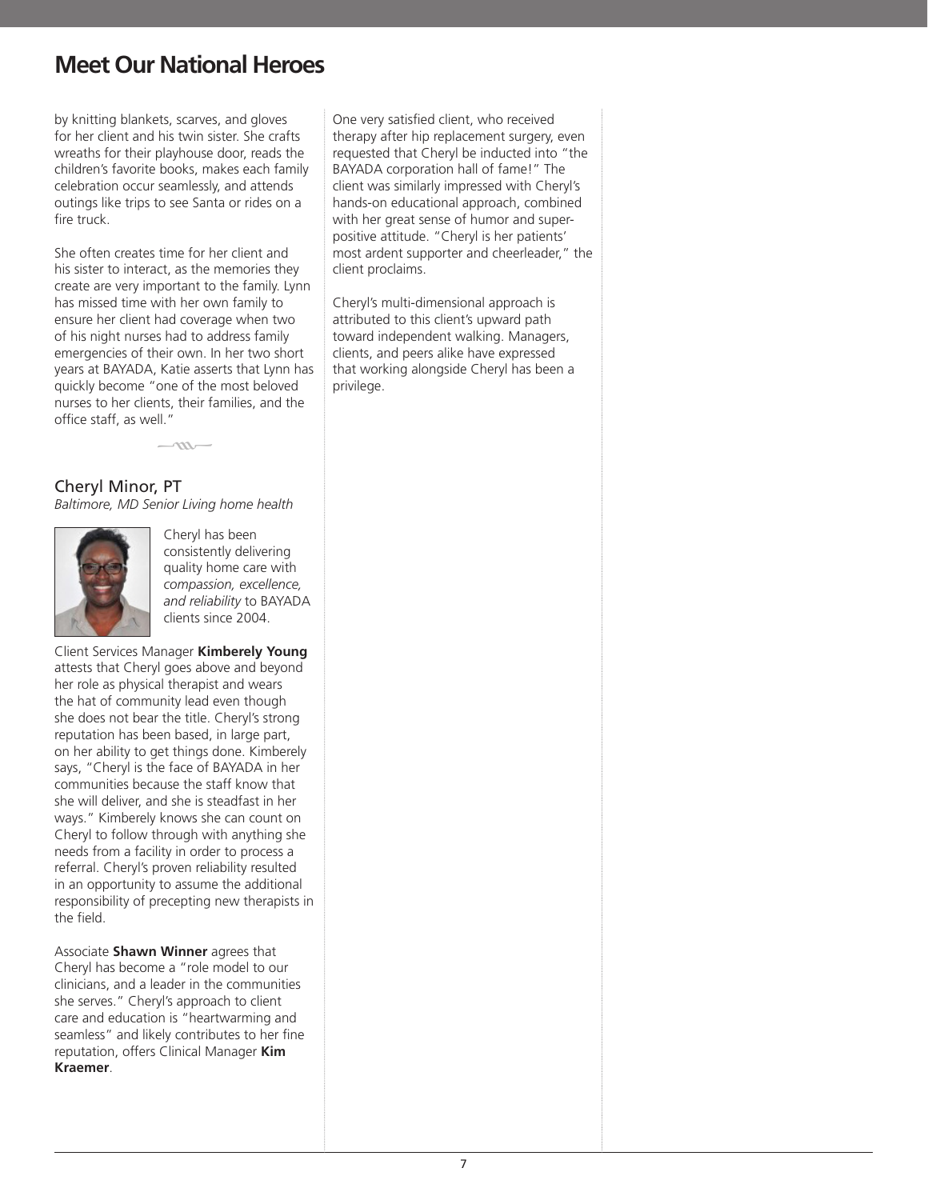# Meet Our National Heroes

by knitting blankets, scarves, and gloves for her client and his twin sister. She crafts wreaths for their playhouse door, reads the children's favorite books, makes each family celebration occur seamlessly, and attends outings like trips to see Santa or rides on a fire truck.

She often creates time for her client and his sister to interact, as the memories they create are very important to the family. Lynn has missed time with her own family to ensure her client had coverage when two of his night nurses had to address family emergencies of their own. In her two short years at BAYADA, Katie asserts that Lynn has quickly become "one of the most beloved nurses to her clients, their families, and the office staff, as well."

## Cheryl Minor, PT

*Baltimore, MD Senior Living home health*

Cheryl has been consistently delivering quality home care with *compassion, excellence, and reliability* to BAYADA clients since 2004.

Client Services Manager **Kimberely Young** attests that Cheryl goes above and beyond her role as physical therapist and wears the hat of community lead even though she does not bear the title. Cheryl's strong reputation has been based, in large part, on her ability to get things done. Kimberely says, "Cheryl is the face of BAYADA in her communities because the staff know that she will deliver, and she is steadfast in her ways." Kimberely knows she can count on Cheryl to follow through with anything she needs from a facility in order to process a referral. Cheryl's proven reliability resulted in an opportunity to assume the additional responsibility of precepting new therapists in the field.

Associate **Shawn Winner** agrees that Cheryl has become a "role model to our clinicians, and a leader in the communities she serves." Cheryl's approach to client care and education is "heartwarming and seamless" and likely contributes to her fine reputation, offers Clinical Manager **Kim Kraemer**.

One very satisfied client, who received therapy after hip replacement surgery, even requested that Cheryl be inducted into "the BAYADA corporation hall of fame!" The client was similarly impressed with Cheryl's hands-on educational approach, combined with her great sense of humor and super-positive attitude. "Cheryl is her patients' most ardent supporter and cheerleader," the client proclaims.

Cheryl's multi-dimensional approach is attributed to this client's upward path toward independent walking. Managers, clients, and peers alike have expressed that working alongside Cheryl has been a privilege.